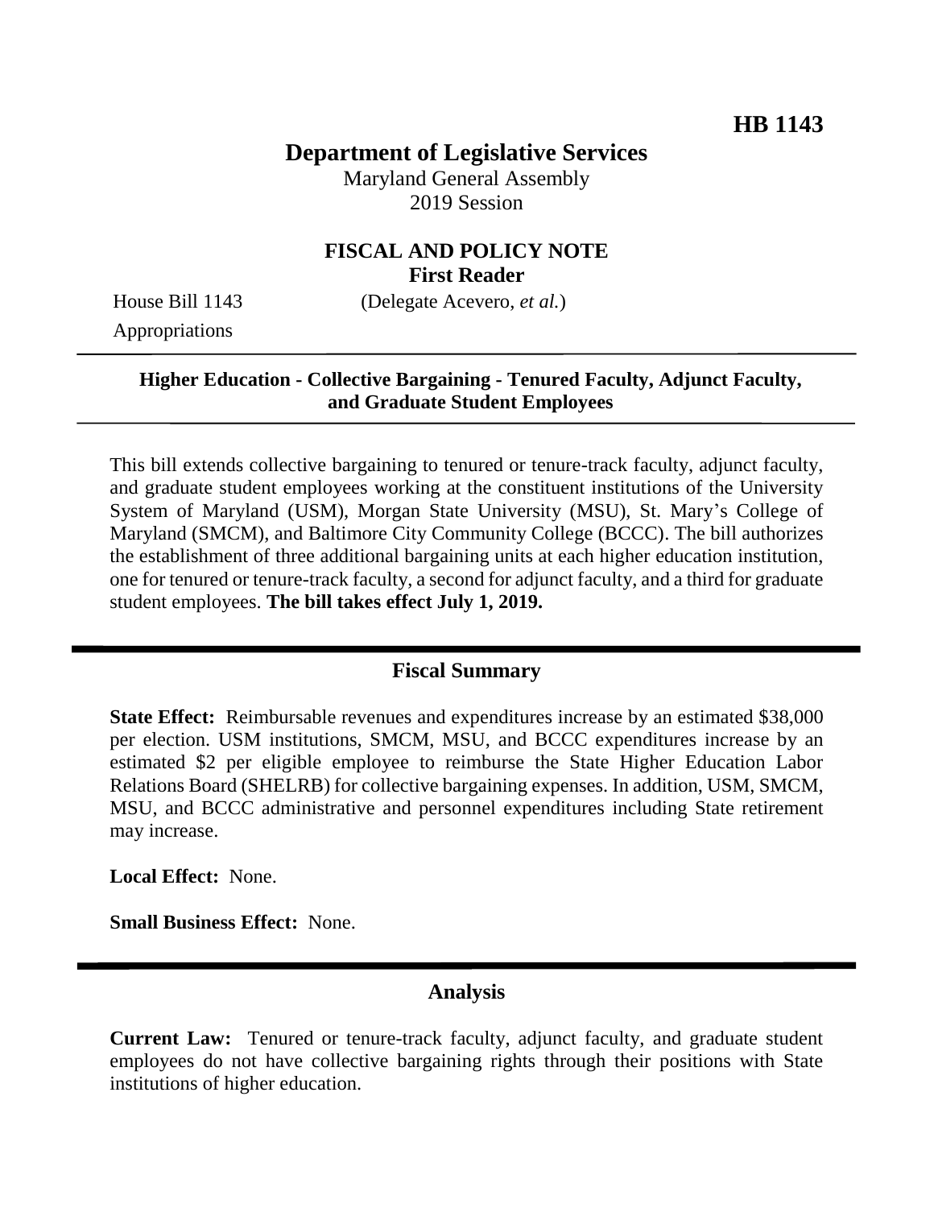**HB 1143**

# Department of Legislative Services

Maryland General Assembly
2019 Session

## FISCAL AND POLICY NOTE
**First Reader**

House Bill 1143 (Delegate Acevero, *et al.*)
Appropriations

**Higher Education - Collective Bargaining - Tenured Faculty, Adjunct Faculty, and Graduate Student Employees**

This bill extends collective bargaining to tenured or tenure-track faculty, adjunct faculty, and graduate student employees working at the constituent institutions of the University System of Maryland (USM), Morgan State University (MSU), St. Mary's College of Maryland (SMCM), and Baltimore City Community College (BCCC). The bill authorizes the establishment of three additional bargaining units at each higher education institution, one for tenured or tenure-track faculty, a second for adjunct faculty, and a third for graduate student employees. **The bill takes effect July 1, 2019.**

## Fiscal Summary

**State Effect:** Reimbursable revenues and expenditures increase by an estimated $38,000 per election. USM institutions, SMCM, MSU, and BCCC expenditures increase by an estimated $2 per eligible employee to reimburse the State Higher Education Labor Relations Board (SHELRB) for collective bargaining expenses. In addition, USM, SMCM, MSU, and BCCC administrative and personnel expenditures including State retirement may increase.

**Local Effect:** None.

**Small Business Effect:** None.

## Analysis

**Current Law:** Tenured or tenure-track faculty, adjunct faculty, and graduate student employees do not have collective bargaining rights through their positions with State institutions of higher education.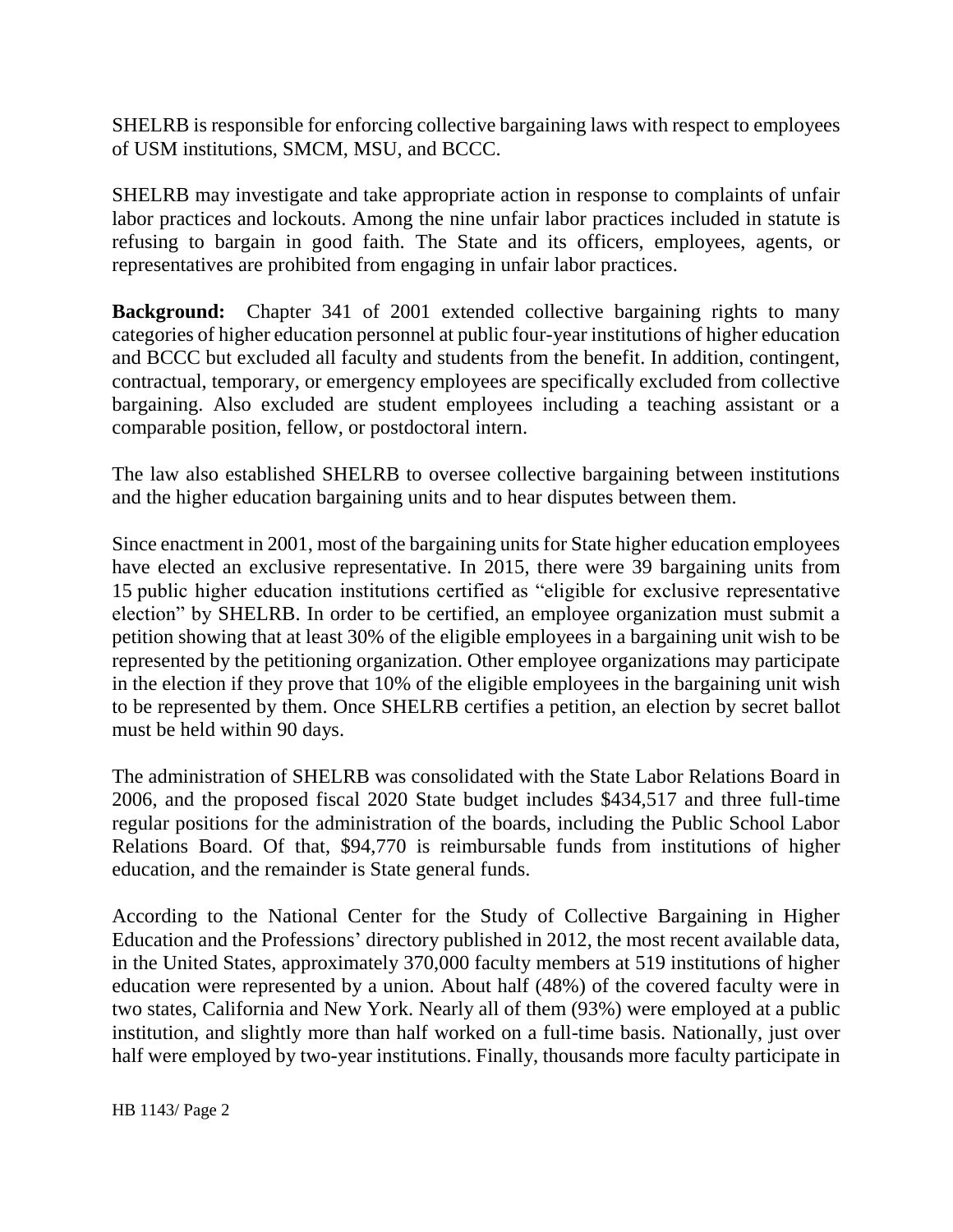SHELRB is responsible for enforcing collective bargaining laws with respect to employees of USM institutions, SMCM, MSU, and BCCC.

SHELRB may investigate and take appropriate action in response to complaints of unfair labor practices and lockouts. Among the nine unfair labor practices included in statute is refusing to bargain in good faith. The State and its officers, employees, agents, or representatives are prohibited from engaging in unfair labor practices.

**Background:** Chapter 341 of 2001 extended collective bargaining rights to many categories of higher education personnel at public four-year institutions of higher education and BCCC but excluded all faculty and students from the benefit. In addition, contingent, contractual, temporary, or emergency employees are specifically excluded from collective bargaining. Also excluded are student employees including a teaching assistant or a comparable position, fellow, or postdoctoral intern.

The law also established SHELRB to oversee collective bargaining between institutions and the higher education bargaining units and to hear disputes between them.

Since enactment in 2001, most of the bargaining units for State higher education employees have elected an exclusive representative. In 2015, there were 39 bargaining units from 15 public higher education institutions certified as "eligible for exclusive representative election" by SHELRB. In order to be certified, an employee organization must submit a petition showing that at least 30% of the eligible employees in a bargaining unit wish to be represented by the petitioning organization. Other employee organizations may participate in the election if they prove that 10% of the eligible employees in the bargaining unit wish to be represented by them. Once SHELRB certifies a petition, an election by secret ballot must be held within 90 days.

The administration of SHELRB was consolidated with the State Labor Relations Board in 2006, and the proposed fiscal 2020 State budget includes $434,517 and three full-time regular positions for the administration of the boards, including the Public School Labor Relations Board. Of that, $94,770 is reimbursable funds from institutions of higher education, and the remainder is State general funds.

According to the National Center for the Study of Collective Bargaining in Higher Education and the Professions' directory published in 2012, the most recent available data, in the United States, approximately 370,000 faculty members at 519 institutions of higher education were represented by a union. About half (48%) of the covered faculty were in two states, California and New York. Nearly all of them (93%) were employed at a public institution, and slightly more than half worked on a full-time basis. Nationally, just over half were employed by two-year institutions. Finally, thousands more faculty participate in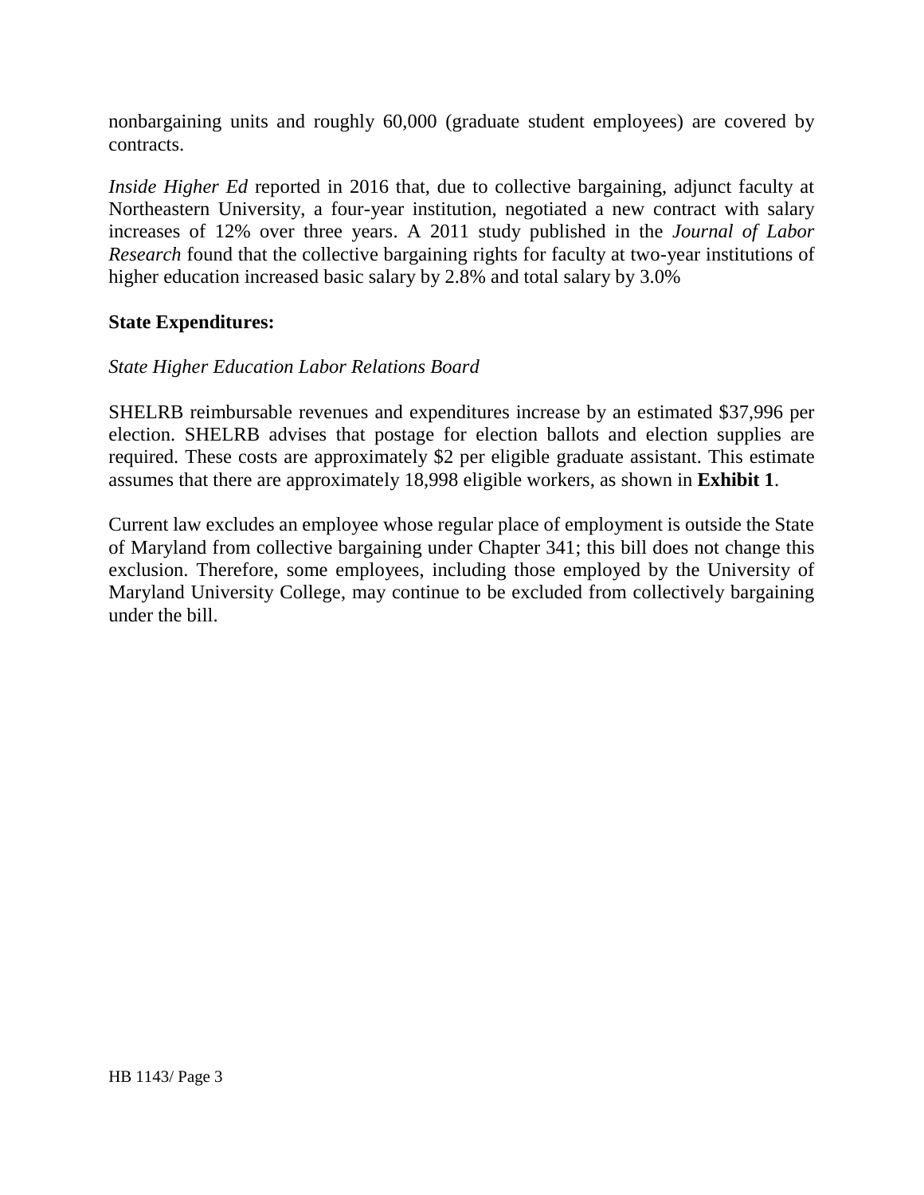nonbargaining units and roughly 60,000 (graduate student employees) are covered by contracts.

*Inside Higher Ed* reported in 2016 that, due to collective bargaining, adjunct faculty at Northeastern University, a four-year institution, negotiated a new contract with salary increases of 12% over three years. A 2011 study published in the *Journal of Labor Research* found that the collective bargaining rights for faculty at two-year institutions of higher education increased basic salary by 2.8% and total salary by 3.0%

**State Expenditures:**

*State Higher Education Labor Relations Board*

SHELRB reimbursable revenues and expenditures increase by an estimated $37,996 per election. SHELRB advises that postage for election ballots and election supplies are required. These costs are approximately $2 per eligible graduate assistant. This estimate assumes that there are approximately 18,998 eligible workers, as shown in **Exhibit 1**.

Current law excludes an employee whose regular place of employment is outside the State of Maryland from collective bargaining under Chapter 341; this bill does not change this exclusion. Therefore, some employees, including those employed by the University of Maryland University College, may continue to be excluded from collectively bargaining under the bill.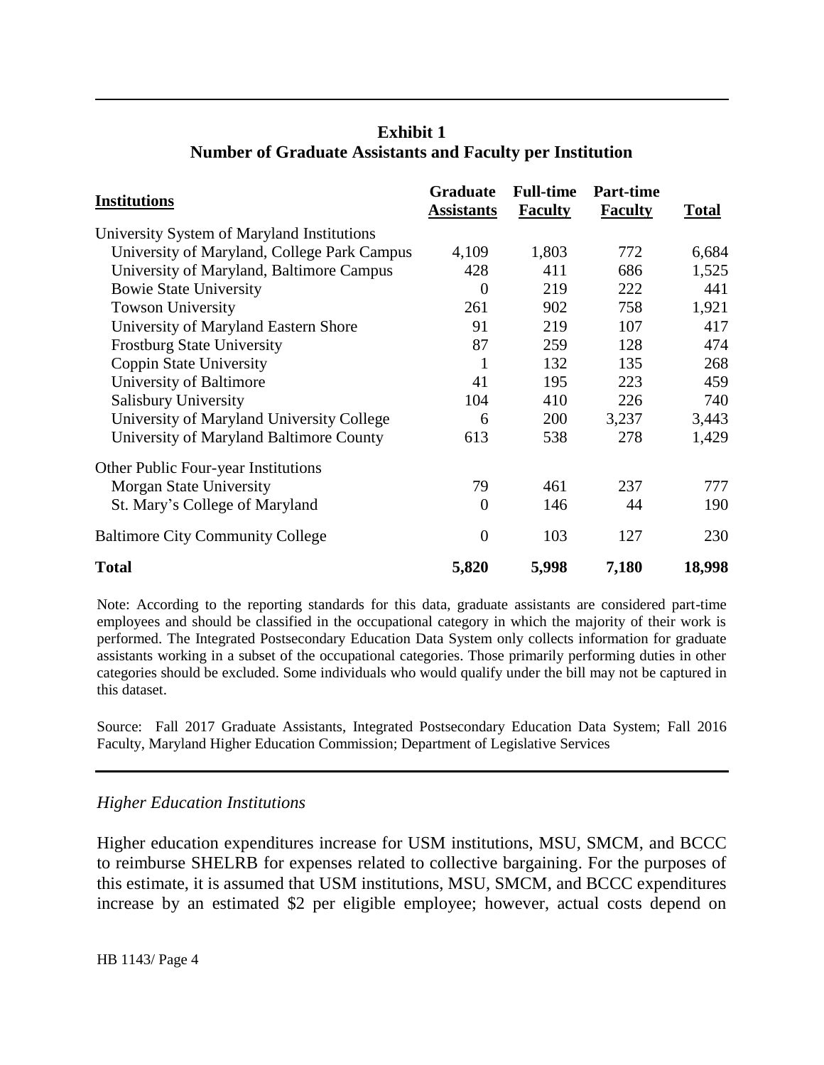**Exhibit 1**
**Number of Graduate Assistants and Faculty per Institution**

| Institutions | Graduate Assistants | Full-time Faculty | Part-time Faculty | Total |
|---|---|---|---|---|
| University System of Maryland Institutions | | | | |
| University of Maryland, College Park Campus | 4,109 | 1,803 | 772 | 6,684 |
| University of Maryland, Baltimore Campus | 428 | 411 | 686 | 1,525 |
| Bowie State University | 0 | 219 | 222 | 441 |
| Towson University | 261 | 902 | 758 | 1,921 |
| University of Maryland Eastern Shore | 91 | 219 | 107 | 417 |
| Frostburg State University | 87 | 259 | 128 | 474 |
| Coppin State University | 1 | 132 | 135 | 268 |
| University of Baltimore | 41 | 195 | 223 | 459 |
| Salisbury University | 104 | 410 | 226 | 740 |
| University of Maryland University College | 6 | 200 | 3,237 | 3,443 |
| University of Maryland Baltimore County | 613 | 538 | 278 | 1,429 |
| Other Public Four-year Institutions | | | | |
| Morgan State University | 79 | 461 | 237 | 777 |
| St. Mary's College of Maryland | 0 | 146 | 44 | 190 |
| Baltimore City Community College | 0 | 103 | 127 | 230 |
| **Total** | **5,820** | **5,998** | **7,180** | **18,998** |

Note: According to the reporting standards for this data, graduate assistants are considered part-time employees and should be classified in the occupational category in which the majority of their work is performed. The Integrated Postsecondary Education Data System only collects information for graduate assistants working in a subset of the occupational categories. Those primarily performing duties in other categories should be excluded. Some individuals who would qualify under the bill may not be captured in this dataset.

Source: Fall 2017 Graduate Assistants, Integrated Postsecondary Education Data System; Fall 2016 Faculty, Maryland Higher Education Commission; Department of Legislative Services

*Higher Education Institutions*

Higher education expenditures increase for USM institutions, MSU, SMCM, and BCCC to reimburse SHELRB for expenses related to collective bargaining. For the purposes of this estimate, it is assumed that USM institutions, MSU, SMCM, and BCCC expenditures increase by an estimated $2 per eligible employee; however, actual costs depend on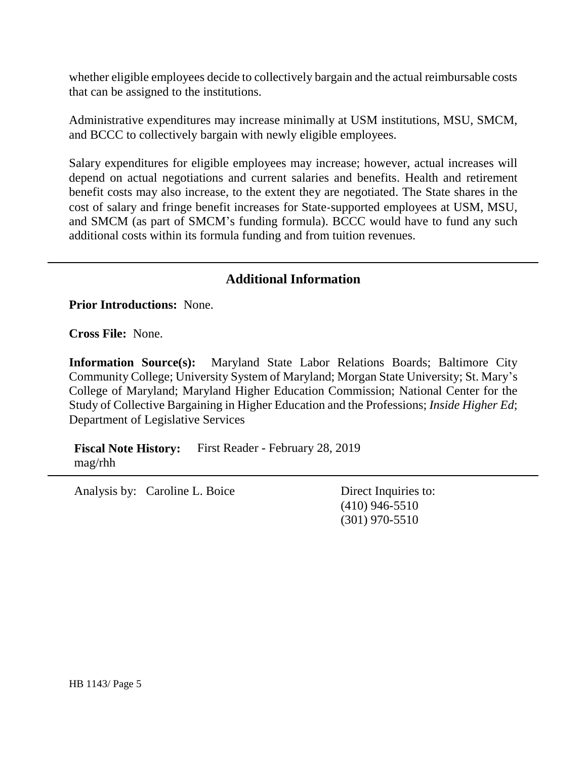whether eligible employees decide to collectively bargain and the actual reimbursable costs that can be assigned to the institutions.

Administrative expenditures may increase minimally at USM institutions, MSU, SMCM, and BCCC to collectively bargain with newly eligible employees.

Salary expenditures for eligible employees may increase; however, actual increases will depend on actual negotiations and current salaries and benefits. Health and retirement benefit costs may also increase, to the extent they are negotiated. The State shares in the cost of salary and fringe benefit increases for State-supported employees at USM, MSU, and SMCM (as part of SMCM's funding formula). BCCC would have to fund any such additional costs within its formula funding and from tuition revenues.

## Additional Information

**Prior Introductions:** None.

**Cross File:** None.

**Information Source(s):** Maryland State Labor Relations Boards; Baltimore City Community College; University System of Maryland; Morgan State University; St. Mary's College of Maryland; Maryland Higher Education Commission; National Center for the Study of Collective Bargaining in Higher Education and the Professions; *Inside Higher Ed*; Department of Legislative Services

**Fiscal Note History:** First Reader - February 28, 2019
mag/rhh

Analysis by: Caroline L. Boice

Direct Inquiries to:
(410) 946-5510
(301) 970-5510